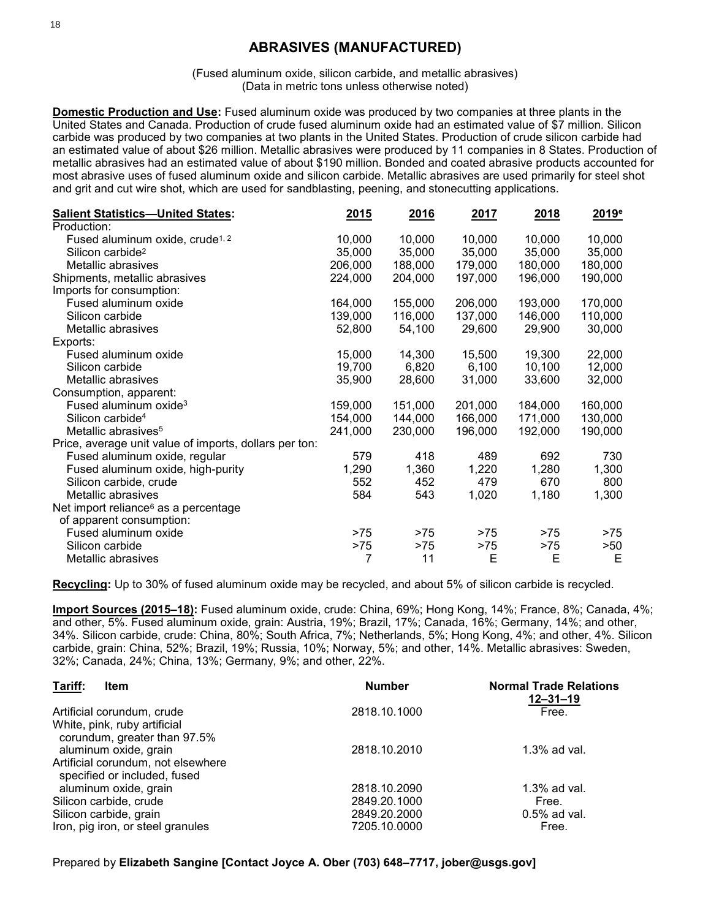# ABRASIVES (MANUFACTURED)

(Fused aluminum oxide, silicon carbide, and metallic abrasives)
(Data in metric tons unless otherwise noted)

**Domestic Production and Use:** Fused aluminum oxide was produced by two companies at three plants in the United States and Canada. Production of crude fused aluminum oxide had an estimated value of $7 million. Silicon carbide was produced by two companies at two plants in the United States. Production of crude silicon carbide had an estimated value of about $26 million. Metallic abrasives were produced by 11 companies in 8 States. Production of metallic abrasives had an estimated value of about $190 million. Bonded and coated abrasive products accounted for most abrasive uses of fused aluminum oxide and silicon carbide. Metallic abrasives are used primarily for steel shot and grit and cut wire shot, which are used for sandblasting, peening, and stonecutting applications.

| Salient Statistics—United States: | 2015 | 2016 | 2017 | 2018 | 2019[e] |
|---|---|---|---|---|---|
| Production: | | | | | |
| Fused aluminum oxide, crude[1, 2] | 10,000 | 10,000 | 10,000 | 10,000 | 10,000 |
| Silicon carbide[2] | 35,000 | 35,000 | 35,000 | 35,000 | 35,000 |
| Metallic abrasives | 206,000 | 188,000 | 179,000 | 180,000 | 180,000 |
| Shipments, metallic abrasives | 224,000 | 204,000 | 197,000 | 196,000 | 190,000 |
| Imports for consumption: | | | | | |
| Fused aluminum oxide | 164,000 | 155,000 | 206,000 | 193,000 | 170,000 |
| Silicon carbide | 139,000 | 116,000 | 137,000 | 146,000 | 110,000 |
| Metallic abrasives | 52,800 | 54,100 | 29,600 | 29,900 | 30,000 |
| Exports: | | | | | |
| Fused aluminum oxide | 15,000 | 14,300 | 15,500 | 19,300 | 22,000 |
| Silicon carbide | 19,700 | 6,820 | 6,100 | 10,100 | 12,000 |
| Metallic abrasives | 35,900 | 28,600 | 31,000 | 33,600 | 32,000 |
| Consumption, apparent: | | | | | |
| Fused aluminum oxide[3] | 159,000 | 151,000 | 201,000 | 184,000 | 160,000 |
| Silicon carbide[4] | 154,000 | 144,000 | 166,000 | 171,000 | 130,000 |
| Metallic abrasives[5] | 241,000 | 230,000 | 196,000 | 192,000 | 190,000 |
| Price, average unit value of imports, dollars per ton: | | | | | |
| Fused aluminum oxide, regular | 579 | 418 | 489 | 692 | 730 |
| Fused aluminum oxide, high-purity | 1,290 | 1,360 | 1,220 | 1,280 | 1,300 |
| Silicon carbide, crude | 552 | 452 | 479 | 670 | 800 |
| Metallic abrasives | 584 | 543 | 1,020 | 1,180 | 1,300 |
| Net import reliance[6] as a percentage of apparent consumption: | | | | | |
| Fused aluminum oxide | >75 | >75 | >75 | >75 | >75 |
| Silicon carbide | >75 | >75 | >75 | >75 | >50 |
| Metallic abrasives | 7 | 11 | E | E | E |

**Recycling:** Up to 30% of fused aluminum oxide may be recycled, and about 5% of silicon carbide is recycled.

**Import Sources (2015–18):** Fused aluminum oxide, crude: China, 69%; Hong Kong, 14%; France, 8%; Canada, 4%; and other, 5%. Fused aluminum oxide, grain: Austria, 19%; Brazil, 17%; Canada, 16%; Germany, 14%; and other, 34%. Silicon carbide, crude: China, 80%; South Africa, 7%; Netherlands, 5%; Hong Kong, 4%; and other, 4%. Silicon carbide, grain: China, 52%; Brazil, 19%; Russia, 10%; Norway, 5%; and other, 14%. Metallic abrasives: Sweden, 32%; Canada, 24%; China, 13%; Germany, 9%; and other, 22%.

| Tariff: Item | Number | Normal Trade Relations 12–31–19 |
|---|---|---|
| Artificial corundum, crude | 2818.10.1000 | Free. |
| White, pink, ruby artificial corundum, greater than 97.5% aluminum oxide, grain | 2818.10.2010 | 1.3% ad val. |
| Artificial corundum, not elsewhere specified or included, fused aluminum oxide, grain | 2818.10.2090 | 1.3% ad val. |
| Silicon carbide, crude | 2849.20.1000 | Free. |
| Silicon carbide, grain | 2849.20.2000 | 0.5% ad val. |
| Iron, pig iron, or steel granules | 7205.10.0000 | Free. |

Prepared by **Elizabeth Sangine [Contact Joyce A. Ober (703) 648–7717, jober@usgs.gov]**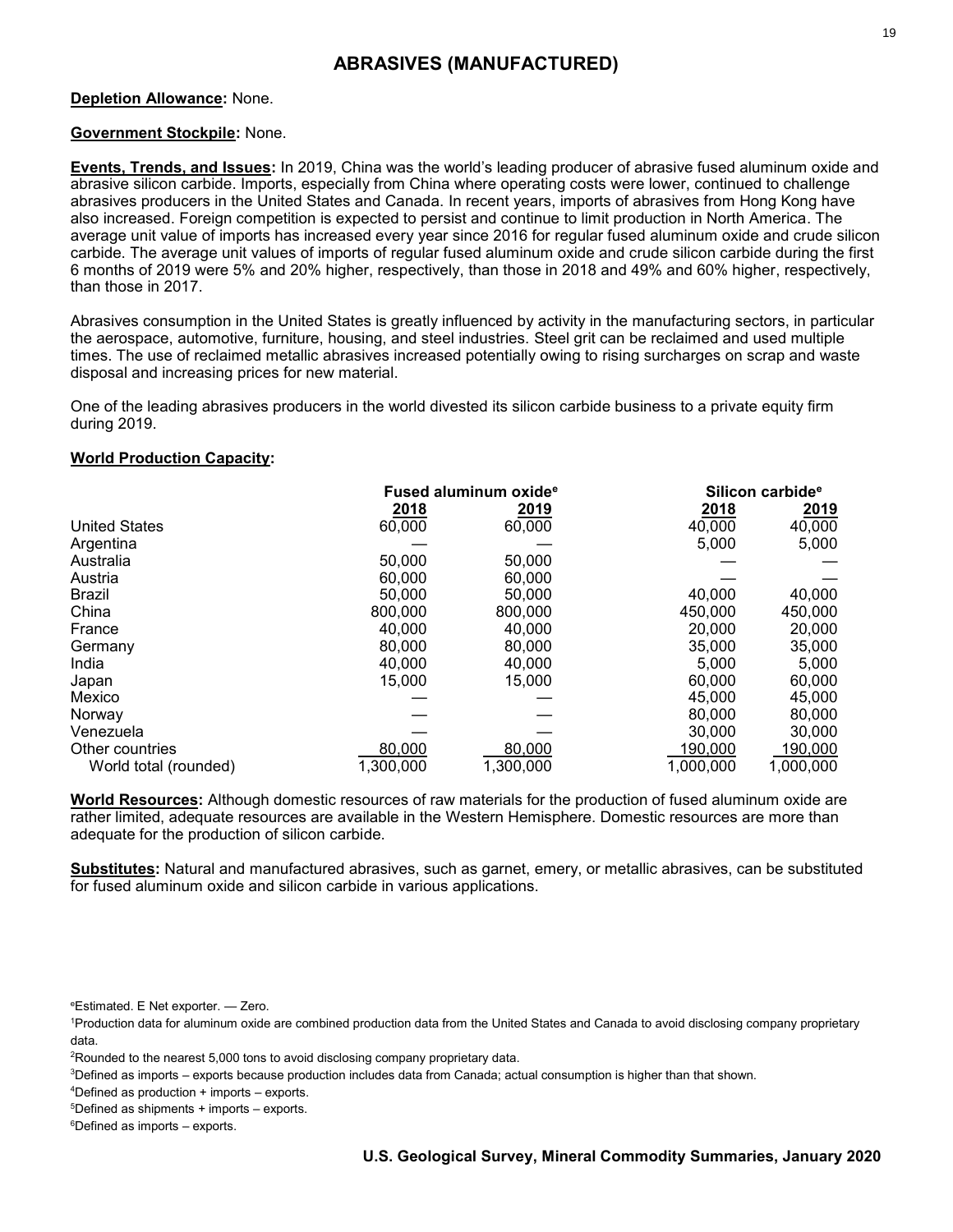# ABRASIVES (MANUFACTURED)

**Depletion Allowance:** None.

**Government Stockpile:** None.

**Events, Trends, and Issues:** In 2019, China was the world's leading producer of abrasive fused aluminum oxide and abrasive silicon carbide. Imports, especially from China where operating costs were lower, continued to challenge abrasives producers in the United States and Canada. In recent years, imports of abrasives from Hong Kong have also increased. Foreign competition is expected to persist and continue to limit production in North America. The average unit value of imports has increased every year since 2016 for regular fused aluminum oxide and crude silicon carbide. The average unit values of imports of regular fused aluminum oxide and crude silicon carbide during the first 6 months of 2019 were 5% and 20% higher, respectively, than those in 2018 and 49% and 60% higher, respectively, than those in 2017.

Abrasives consumption in the United States is greatly influenced by activity in the manufacturing sectors, in particular the aerospace, automotive, furniture, housing, and steel industries. Steel grit can be reclaimed and used multiple times. The use of reclaimed metallic abrasives increased potentially owing to rising surcharges on scrap and waste disposal and increasing prices for new material.

One of the leading abrasives producers in the world divested its silicon carbide business to a private equity firm during 2019.

**World Production Capacity:**

| | Fused aluminum oxide[e] | | Silicon carbide[e] | |
|---|---|---|---|---|
| | 2018 | 2019 | 2018 | 2019 |
| United States | 60,000 | 60,000 | 40,000 | 40,000 |
| Argentina | — | — | 5,000 | 5,000 |
| Australia | 50,000 | 50,000 | — | — |
| Austria | 60,000 | 60,000 | — | — |
| Brazil | 50,000 | 50,000 | 40,000 | 40,000 |
| China | 800,000 | 800,000 | 450,000 | 450,000 |
| France | 40,000 | 40,000 | 20,000 | 20,000 |
| Germany | 80,000 | 80,000 | 35,000 | 35,000 |
| India | 40,000 | 40,000 | 5,000 | 5,000 |
| Japan | 15,000 | 15,000 | 60,000 | 60,000 |
| Mexico | — | — | 45,000 | 45,000 |
| Norway | — | — | 80,000 | 80,000 |
| Venezuela | — | — | 30,000 | 30,000 |
| Other countries | 80,000 | 80,000 | 190,000 | 190,000 |
| World total (rounded) | 1,300,000 | 1,300,000 | 1,000,000 | 1,000,000 |

**World Resources:** Although domestic resources of raw materials for the production of fused aluminum oxide are rather limited, adequate resources are available in the Western Hemisphere. Domestic resources are more than adequate for the production of silicon carbide.

**Substitutes:** Natural and manufactured abrasives, such as garnet, emery, or metallic abrasives, can be substituted for fused aluminum oxide and silicon carbide in various applications.

[e]Estimated. E Net exporter. — Zero.

[1]Production data for aluminum oxide are combined production data from the United States and Canada to avoid disclosing company proprietary data.

[2]Rounded to the nearest 5,000 tons to avoid disclosing company proprietary data.

[3]Defined as imports – exports because production includes data from Canada; actual consumption is higher than that shown.

[4]Defined as production + imports – exports.

[5]Defined as shipments + imports – exports.

[6]Defined as imports – exports.